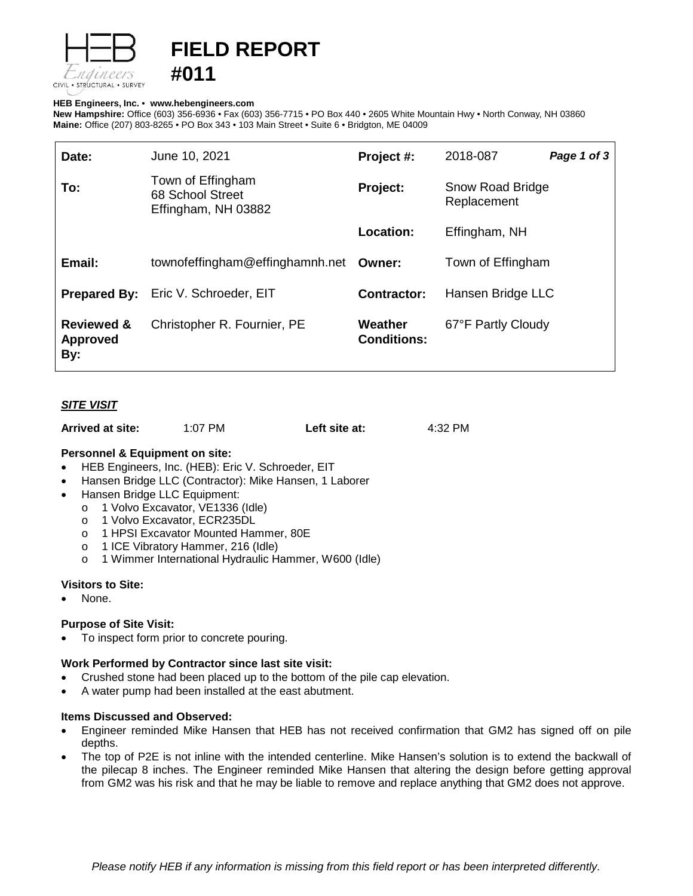# FIELD REPORT #011

**HEB Engineers, Inc.** • **www.hebengineers.com**
**New Hampshire:** Office (603) 356-6936 • Fax (603) 356-7715 • PO Box 440 • 2605 White Mountain Hwy • North Conway, NH 03860
**Maine:** Office (207) 803-8265 • PO Box 343 • 103 Main Street • Suite 6 • Bridgton, ME 04009

| | | | |
|---|---|---|---|
| **Date:** | June 10, 2021 | **Project #:** | 2018-087 |
| **To:** | Town of Effingham<br>68 School Street<br>Effingham, NH 03882 | **Project:** | Snow Road Bridge Replacement |
| | | **Location:** | Effingham, NH |
| **Email:** | townofeffingham@effinghamnh.net | **Owner:** | Town of Effingham |
| **Prepared By:** | Eric V. Schroeder, EIT | **Contractor:** | Hansen Bridge LLC |
| **Reviewed & Approved By:** | Christopher R. Fournier, PE | **Weather Conditions:** | 67°F Partly Cloudy |

## *SITE VISIT*

**Arrived at site:** 1:07 PM **Left site at:** 4:32 PM

**Personnel & Equipment on site:**

- HEB Engineers, Inc. (HEB): Eric V. Schroeder, EIT
- Hansen Bridge LLC (Contractor): Mike Hansen, 1 Laborer
- Hansen Bridge LLC Equipment:
  - 1 Volvo Excavator, VE1336 (Idle)
  - 1 Volvo Excavator, ECR235DL
  - 1 HPSI Excavator Mounted Hammer, 80E
  - 1 ICE Vibratory Hammer, 216 (Idle)
  - 1 Wimmer International Hydraulic Hammer, W600 (Idle)

**Visitors to Site:**

- None.

**Purpose of Site Visit:**

- To inspect form prior to concrete pouring.

**Work Performed by Contractor since last site visit:**

- Crushed stone had been placed up to the bottom of the pile cap elevation.
- A water pump had been installed at the east abutment.

**Items Discussed and Observed:**

- Engineer reminded Mike Hansen that HEB has not received confirmation that GM2 has signed off on pile depths.
- The top of P2E is not inline with the intended centerline. Mike Hansen's solution is to extend the backwall of the pilecap 8 inches. The Engineer reminded Mike Hansen that altering the design before getting approval from GM2 was his risk and that he may be liable to remove and replace anything that GM2 does not approve.

*Please notify HEB if any information is missing from this field report or has been interpreted differently.*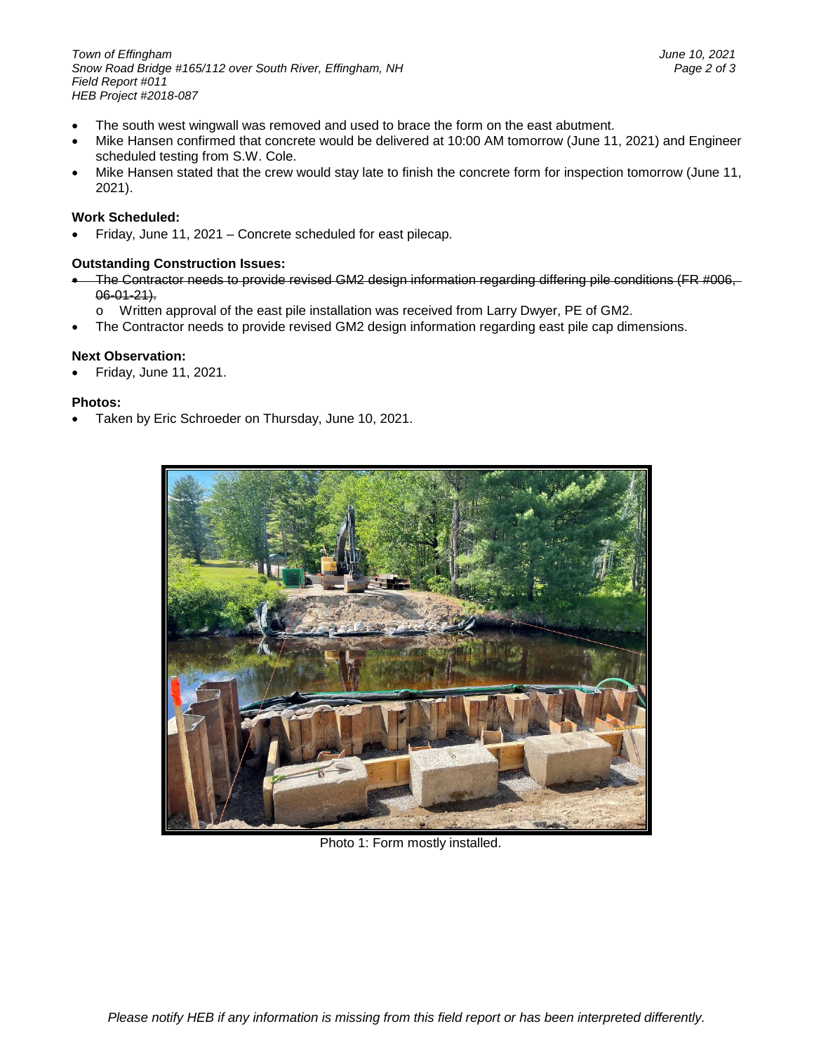- The south west wingwall was removed and used to brace the form on the east abutment.
- Mike Hansen confirmed that concrete would be delivered at 10:00 AM tomorrow (June 11, 2021) and Engineer scheduled testing from S.W. Cole.
- Mike Hansen stated that the crew would stay late to finish the concrete form for inspection tomorrow (June 11, 2021).

**Work Scheduled:**

- Friday, June 11, 2021 – Concrete scheduled for east pilecap.

**Outstanding Construction Issues:**

- ~~The Contractor needs to provide revised GM2 design information regarding differing pile conditions (FR #006, 06-01-21).~~
  - Written approval of the east pile installation was received from Larry Dwyer, PE of GM2.
- The Contractor needs to provide revised GM2 design information regarding east pile cap dimensions.

**Next Observation:**

- Friday, June 11, 2021.

**Photos:**

- Taken by Eric Schroeder on Thursday, June 10, 2021.

Photo 1: Form mostly installed.

*Please notify HEB if any information is missing from this field report or has been interpreted differently.*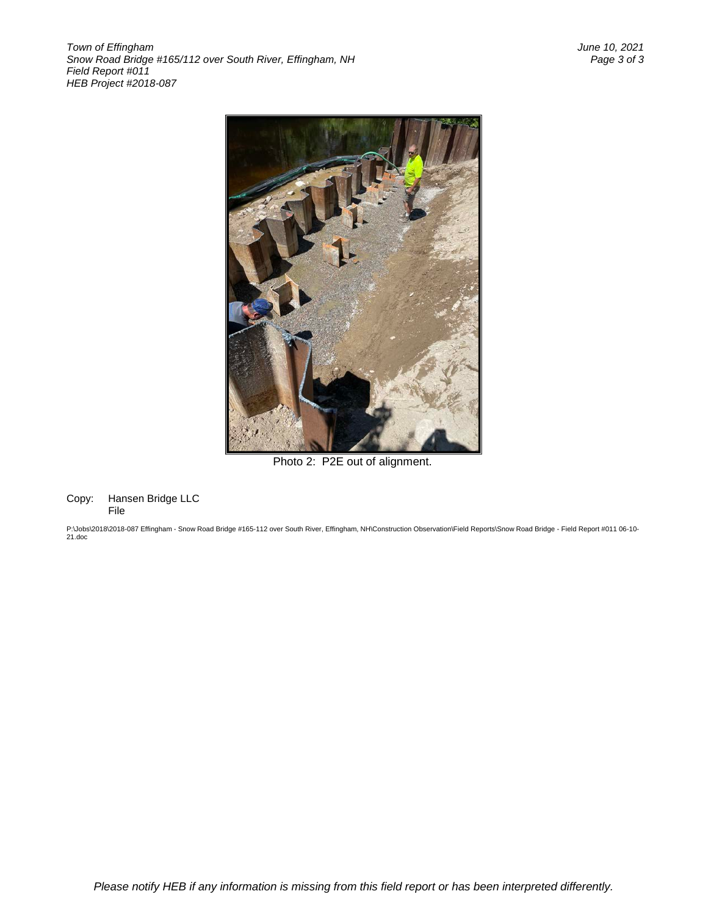Photo 2: P2E out of alignment.

Copy: Hansen Bridge LLC
File

P:\Jobs\2018\2018-087 Effingham - Snow Road Bridge #165-112 over South River, Effingham, NH\Construction Observation\Field Reports\Snow Road Bridge - Field Report #011 06-10-21.doc

*Please notify HEB if any information is missing from this field report or has been interpreted differently.*